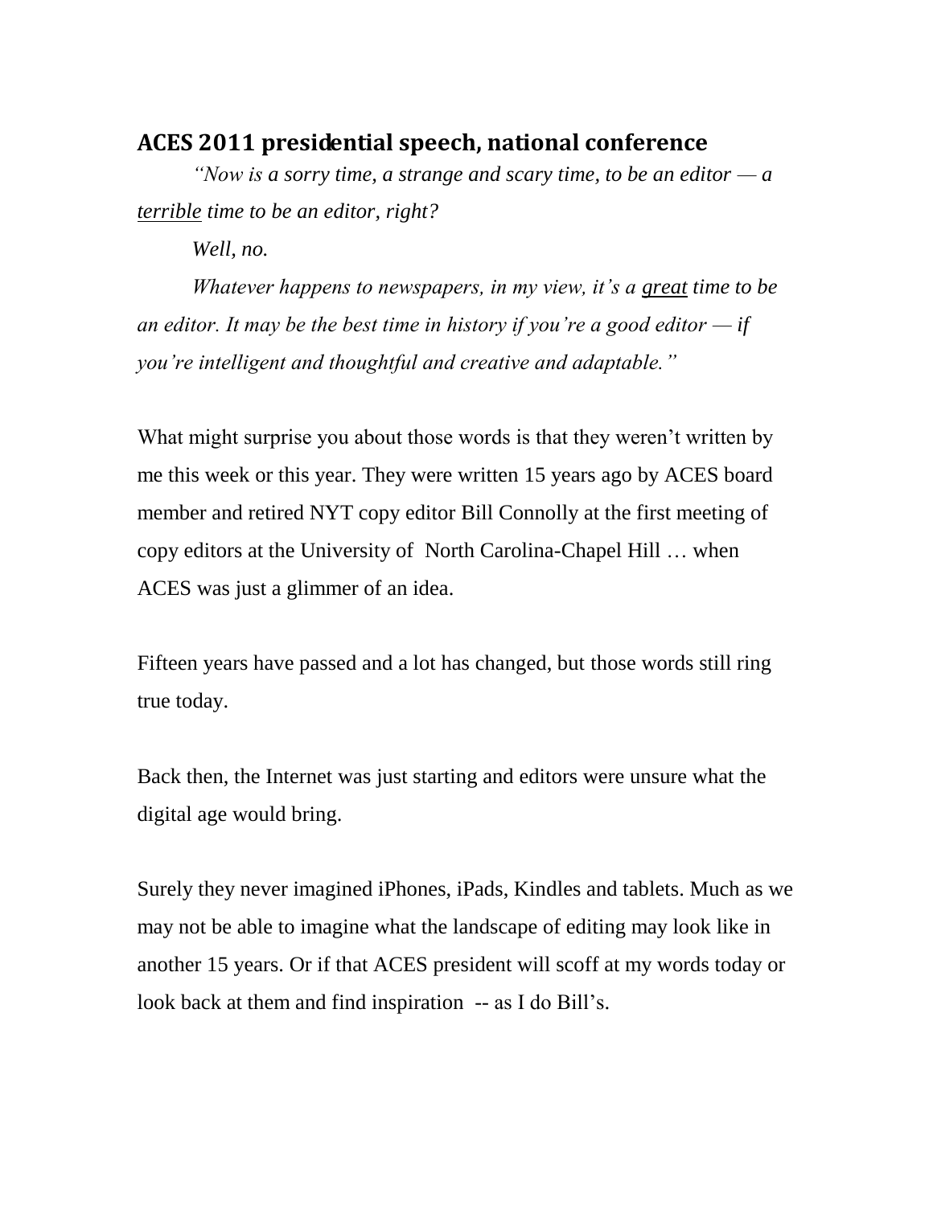## ACES 2011 presidential speech, national conference

*"Now is a sorry time, a strange and scary time, to be an editor — a terrible time to be an editor, right?*

*Well, no.*

*Whatever happens to newspapers, in my view, it's a great time to be an editor. It may be the best time in history if you're a good editor — if you're intelligent and thoughtful and creative and adaptable."*

What might surprise you about those words is that they weren't written by me this week or this year. They were written 15 years ago by ACES board member and retired NYT copy editor Bill Connolly at the first meeting of copy editors at the University of North Carolina-Chapel Hill … when ACES was just a glimmer of an idea.

Fifteen years have passed and a lot has changed, but those words still ring true today.

Back then, the Internet was just starting and editors were unsure what the digital age would bring.

Surely they never imagined iPhones, iPads, Kindles and tablets. Much as we may not be able to imagine what the landscape of editing may look like in another 15 years. Or if that ACES president will scoff at my words today or look back at them and find inspiration -- as I do Bill's.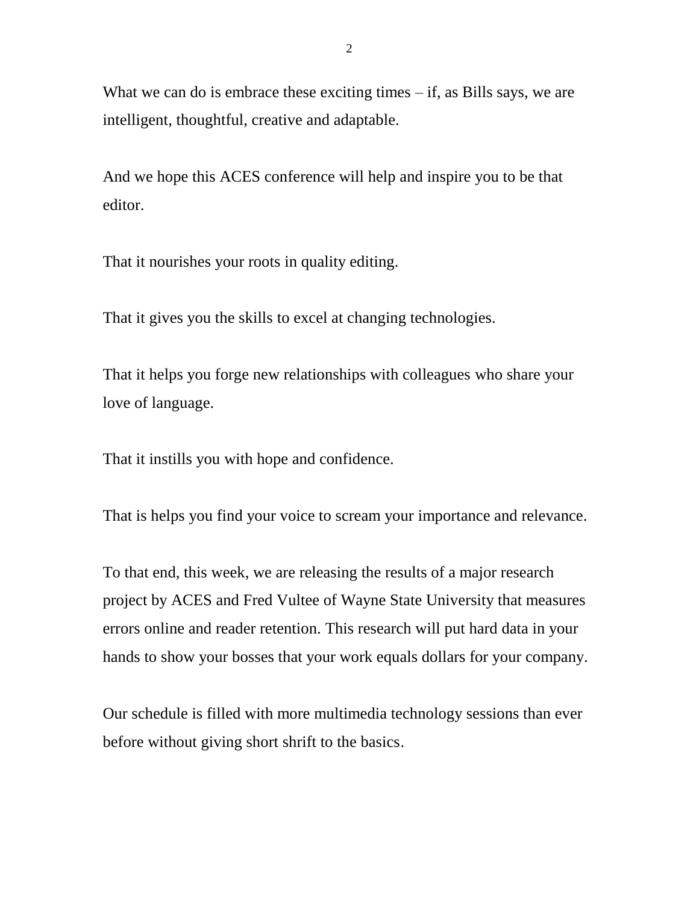What we can do is embrace these exciting times – if, as Bills says, we are intelligent, thoughtful, creative and adaptable.

And we hope this ACES conference will help and inspire you to be that editor.

That it nourishes your roots in quality editing.

That it gives you the skills to excel at changing technologies.

That it helps you forge new relationships with colleagues who share your love of language.

That it instills you with hope and confidence.

That is helps you find your voice to scream your importance and relevance.

To that end, this week, we are releasing the results of a major research project by ACES and Fred Vultee of Wayne State University that measures errors online and reader retention. This research will put hard data in your hands to show your bosses that your work equals dollars for your company.

Our schedule is filled with more multimedia technology sessions than ever before without giving short shrift to the basics.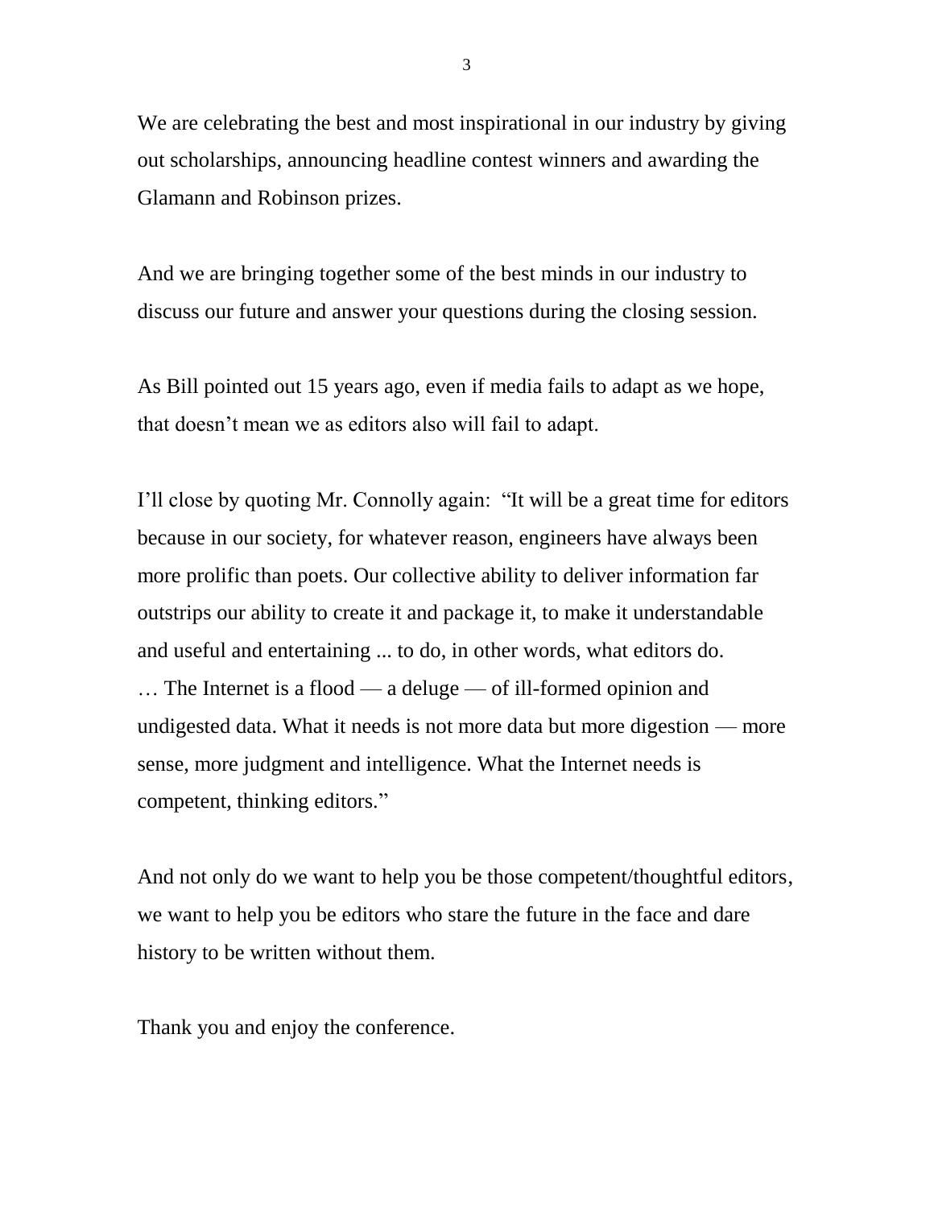We are celebrating the best and most inspirational in our industry by giving out scholarships, announcing headline contest winners and awarding the Glamann and Robinson prizes.

And we are bringing together some of the best minds in our industry to discuss our future and answer your questions during the closing session.

As Bill pointed out 15 years ago, even if media fails to adapt as we hope, that doesn't mean we as editors also will fail to adapt.

I'll close by quoting Mr. Connolly again: "It will be a great time for editors because in our society, for whatever reason, engineers have always been more prolific than poets. Our collective ability to deliver information far outstrips our ability to create it and package it, to make it understandable and useful and entertaining ... to do, in other words, what editors do. … The Internet is a flood — a deluge — of ill-formed opinion and undigested data. What it needs is not more data but more digestion — more sense, more judgment and intelligence. What the Internet needs is competent, thinking editors."

And not only do we want to help you be those competent/thoughtful editors, we want to help you be editors who stare the future in the face and dare history to be written without them.

Thank you and enjoy the conference.